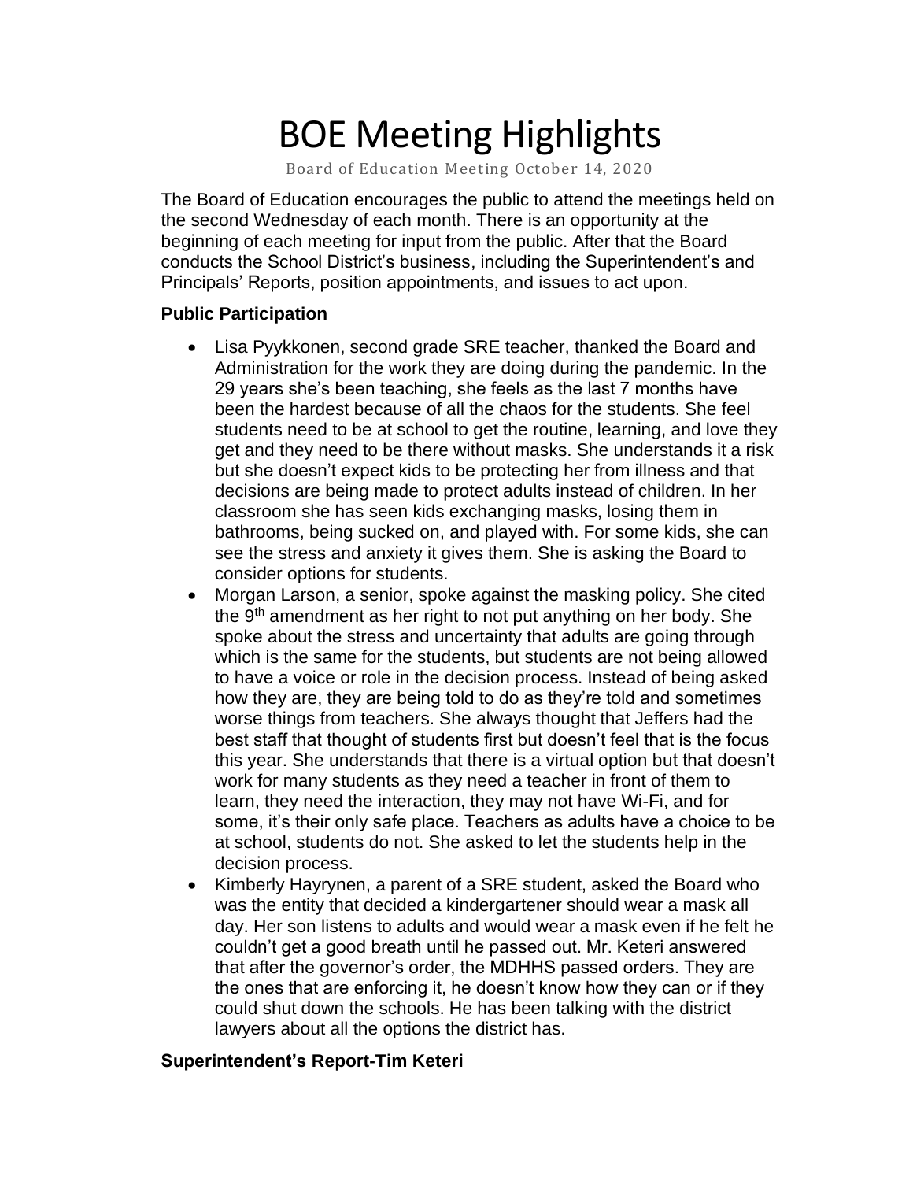# BOE Meeting Highlights

Board of Education Meeting October 14, 2020

The Board of Education encourages the public to attend the meetings held on the second Wednesday of each month. There is an opportunity at the beginning of each meeting for input from the public. After that the Board conducts the School District's business, including the Superintendent's and Principals' Reports, position appointments, and issues to act upon.

**Public Participation**

- Lisa Pyykkonen, second grade SRE teacher, thanked the Board and Administration for the work they are doing during the pandemic. In the 29 years she's been teaching, she feels as the last 7 months have been the hardest because of all the chaos for the students. She feel students need to be at school to get the routine, learning, and love they get and they need to be there without masks. She understands it a risk but she doesn't expect kids to be protecting her from illness and that decisions are being made to protect adults instead of children. In her classroom she has seen kids exchanging masks, losing them in bathrooms, being sucked on, and played with. For some kids, she can see the stress and anxiety it gives them. She is asking the Board to consider options for students.
- Morgan Larson, a senior, spoke against the masking policy. She cited the 9th amendment as her right to not put anything on her body. She spoke about the stress and uncertainty that adults are going through which is the same for the students, but students are not being allowed to have a voice or role in the decision process. Instead of being asked how they are, they are being told to do as they're told and sometimes worse things from teachers. She always thought that Jeffers had the best staff that thought of students first but doesn't feel that is the focus this year. She understands that there is a virtual option but that doesn't work for many students as they need a teacher in front of them to learn, they need the interaction, they may not have Wi-Fi, and for some, it's their only safe place. Teachers as adults have a choice to be at school, students do not. She asked to let the students help in the decision process.
- Kimberly Hayrynen, a parent of a SRE student, asked the Board who was the entity that decided a kindergartener should wear a mask all day. Her son listens to adults and would wear a mask even if he felt he couldn't get a good breath until he passed out. Mr. Keteri answered that after the governor's order, the MDHHS passed orders. They are the ones that are enforcing it, he doesn't know how they can or if they could shut down the schools. He has been talking with the district lawyers about all the options the district has.

**Superintendent's Report-Tim Keteri**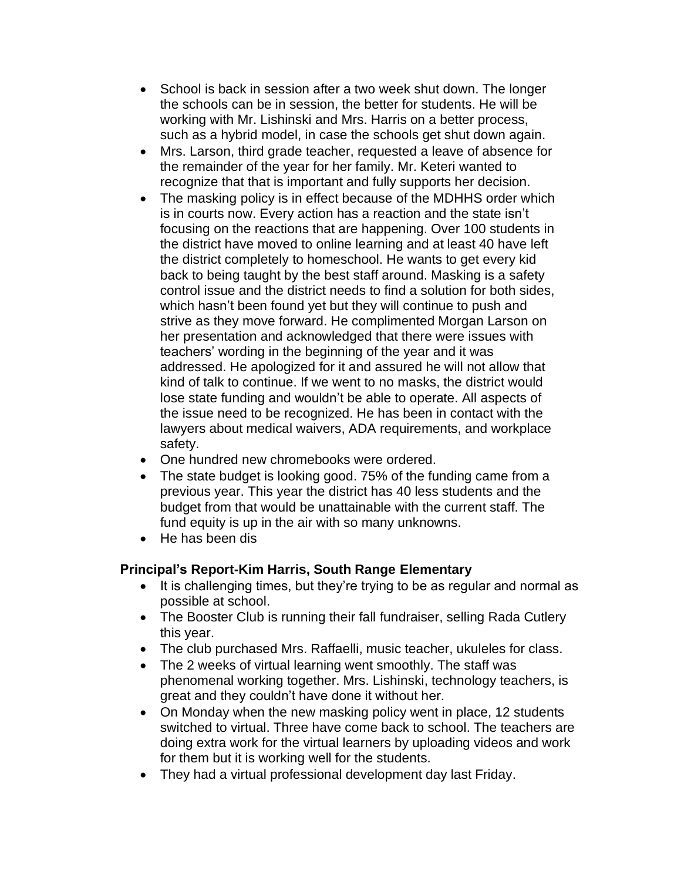- School is back in session after a two week shut down. The longer the schools can be in session, the better for students. He will be working with Mr. Lishinski and Mrs. Harris on a better process, such as a hybrid model, in case the schools get shut down again.
- Mrs. Larson, third grade teacher, requested a leave of absence for the remainder of the year for her family. Mr. Keteri wanted to recognize that that is important and fully supports her decision.
- The masking policy is in effect because of the MDHHS order which is in courts now. Every action has a reaction and the state isn't focusing on the reactions that are happening. Over 100 students in the district have moved to online learning and at least 40 have left the district completely to homeschool. He wants to get every kid back to being taught by the best staff around. Masking is a safety control issue and the district needs to find a solution for both sides, which hasn't been found yet but they will continue to push and strive as they move forward. He complimented Morgan Larson on her presentation and acknowledged that there were issues with teachers' wording in the beginning of the year and it was addressed. He apologized for it and assured he will not allow that kind of talk to continue. If we went to no masks, the district would lose state funding and wouldn't be able to operate. All aspects of the issue need to be recognized. He has been in contact with the lawyers about medical waivers, ADA requirements, and workplace safety.
- One hundred new chromebooks were ordered.
- The state budget is looking good. 75% of the funding came from a previous year. This year the district has 40 less students and the budget from that would be unattainable with the current staff. The fund equity is up in the air with so many unknowns.
- He has been dis

### Principal's Report-Kim Harris, South Range Elementary

- It is challenging times, but they're trying to be as regular and normal as possible at school.
- The Booster Club is running their fall fundraiser, selling Rada Cutlery this year.
- The club purchased Mrs. Raffaelli, music teacher, ukuleles for class.
- The 2 weeks of virtual learning went smoothly. The staff was phenomenal working together. Mrs. Lishinski, technology teachers, is great and they couldn't have done it without her.
- On Monday when the new masking policy went in place, 12 students switched to virtual. Three have come back to school. The teachers are doing extra work for the virtual learners by uploading videos and work for them but it is working well for the students.
- They had a virtual professional development day last Friday.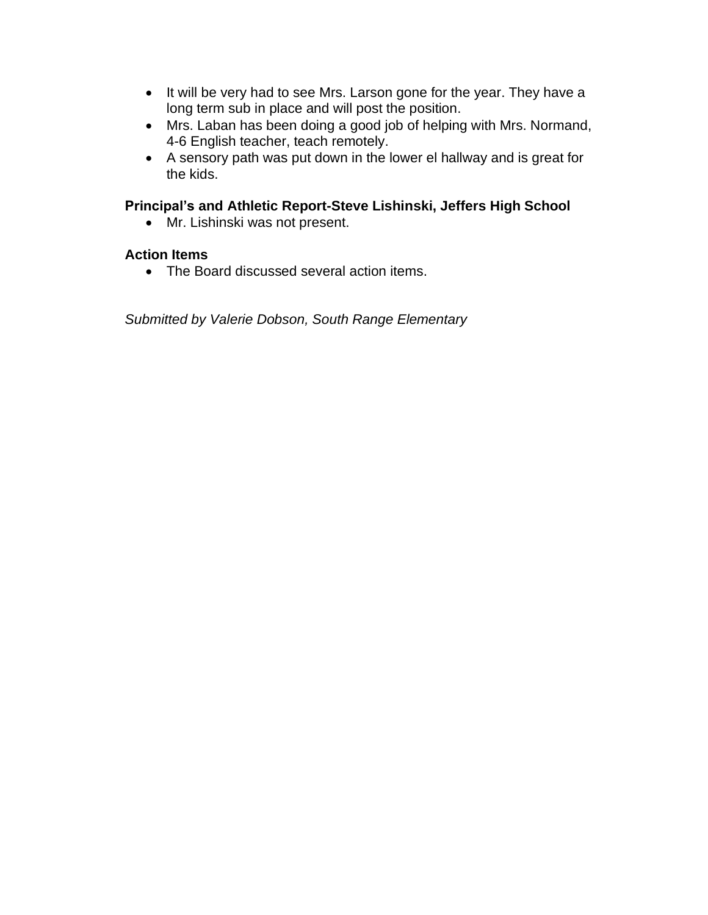- It will be very had to see Mrs. Larson gone for the year. They have a long term sub in place and will post the position.
- Mrs. Laban has been doing a good job of helping with Mrs. Normand, 4-6 English teacher, teach remotely.
- A sensory path was put down in the lower el hallway and is great for the kids.

**Principal's and Athletic Report-Steve Lishinski, Jeffers High School**

- Mr. Lishinski was not present.

**Action Items**

- The Board discussed several action items.

*Submitted by Valerie Dobson, South Range Elementary*